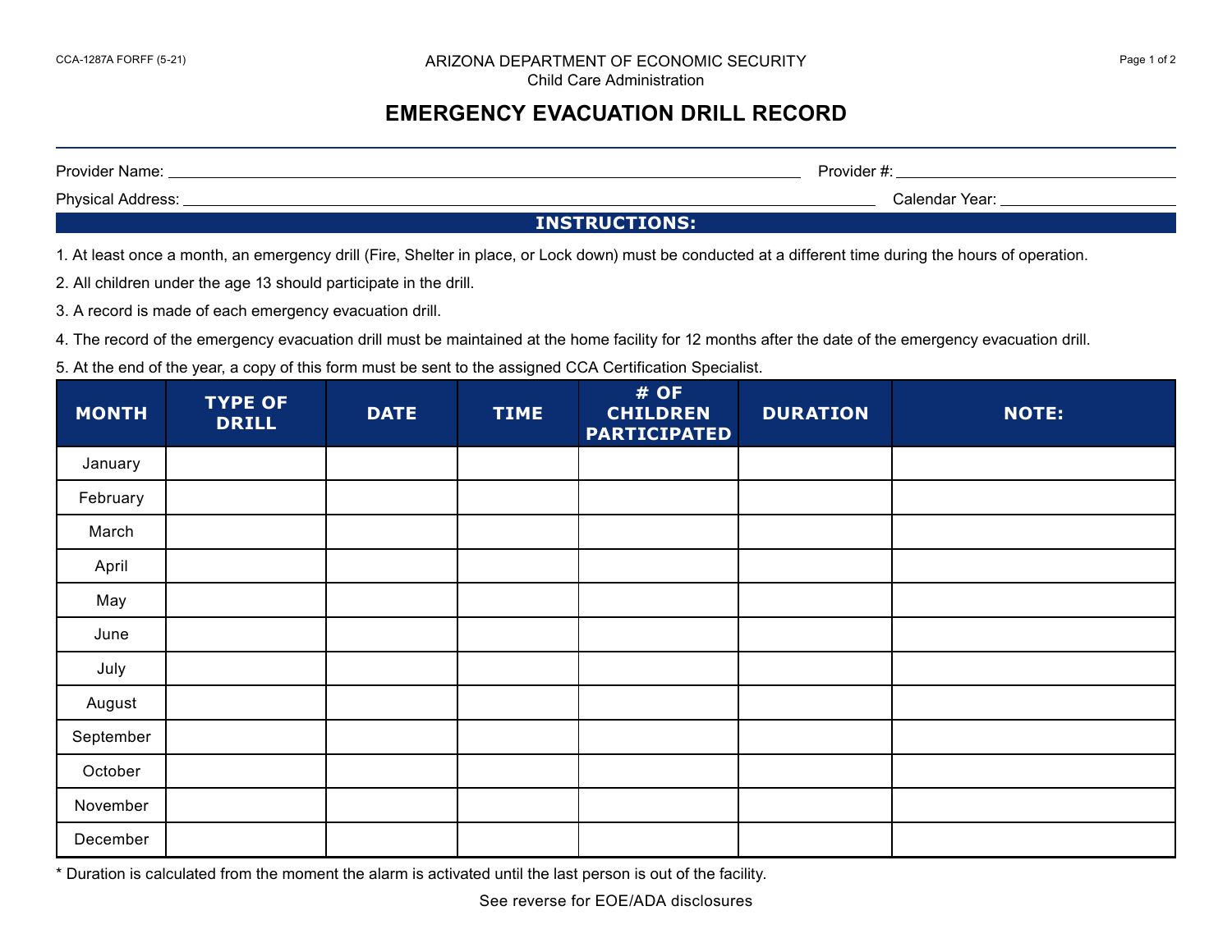CCA-1287A FORFF (5-21)

ARIZONA DEPARTMENT OF ECONOMIC SECURITY
Child Care Administration

# EMERGENCY EVACUATION DRILL RECORD

Provider Name: ______________________________ Provider #: ______________

Physical Address: ______________________________ Calendar Year: ______________

## INSTRUCTIONS:

1. At least once a month, an emergency drill (Fire, Shelter in place, or Lock down) must be conducted at a different time during the hours of operation.
2. All children under the age 13 should participate in the drill.
3. A record is made of each emergency evacuation drill.
4. The record of the emergency evacuation drill must be maintained at the home facility for 12 months after the date of the emergency evacuation drill.
5. At the end of the year, a copy of this form must be sent to the assigned CCA Certification Specialist.

| MONTH | TYPE OF DRILL | DATE | TIME | # OF CHILDREN PARTICIPATED | DURATION | NOTE: |
|---|---|---|---|---|---|---|
| January | | | | | | |
| February | | | | | | |
| March | | | | | | |
| April | | | | | | |
| May | | | | | | |
| June | | | | | | |
| July | | | | | | |
| August | | | | | | |
| September | | | | | | |
| October | | | | | | |
| November | | | | | | |
| December | | | | | | |

* Duration is calculated from the moment the alarm is activated until the last person is out of the facility.

See reverse for EOE/ADA disclosures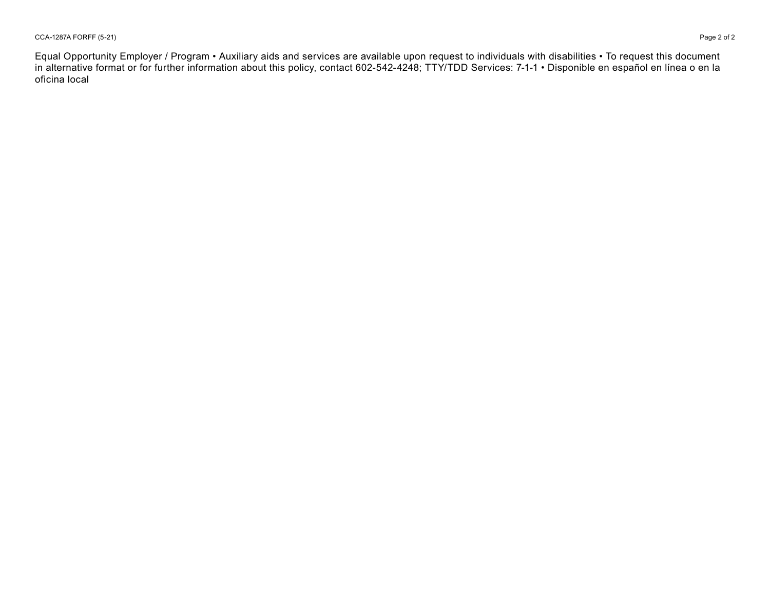Equal Opportunity Employer / Program • Auxiliary aids and services are available upon request to individuals with disabilities • To request this document in alternative format or for further information about this policy, contact 602-542-4248; TTY/TDD Services: 7-1-1 • Disponible en español en línea o en la oficina local